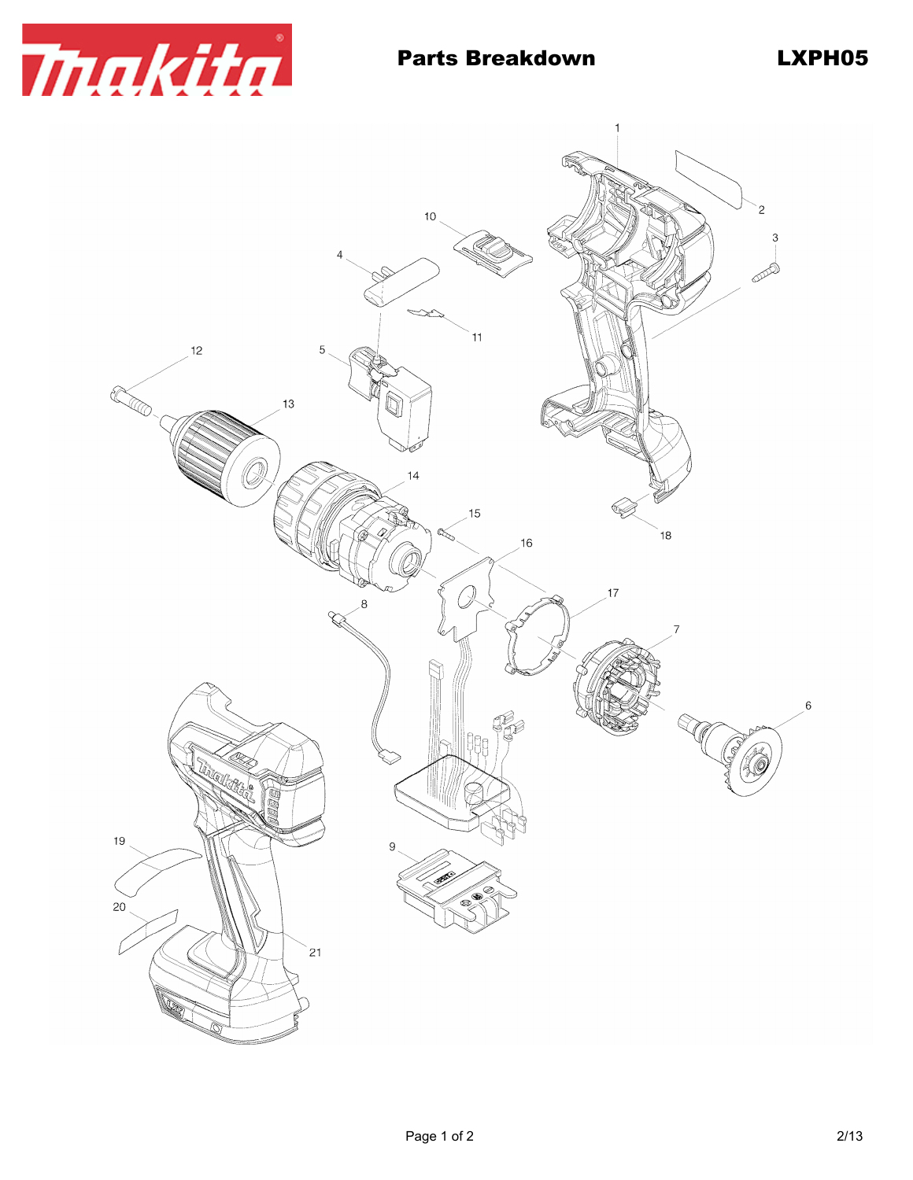# Parts Breakdown

**LXPH05**

1
2
3
4
5
6
7
8
9
10
11
12
13
14
15
16
17
18
19
20
21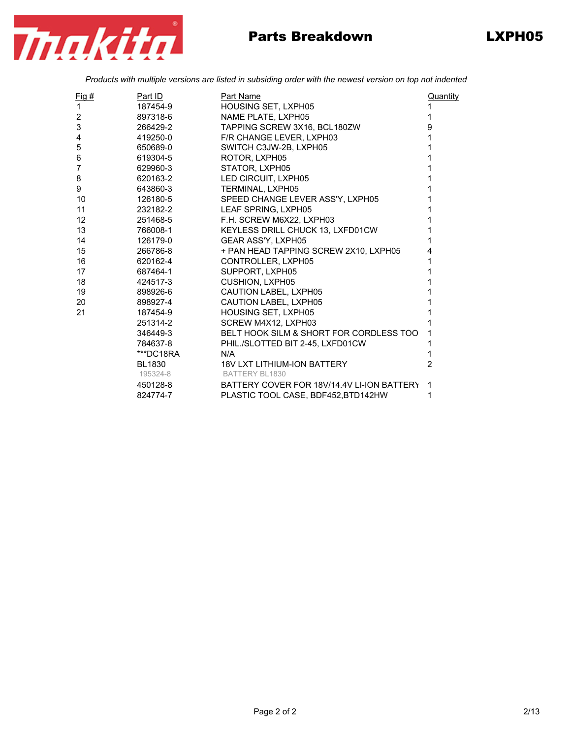# Parts Breakdown LXPH05

*Products with multiple versions are listed in subsiding order with the newest version on top not indented*

| Fig # | Part ID | Part Name | Quantity |
|---|---|---|---|
| 1 | 187454-9 | HOUSING SET, LXPH05 | 1 |
| 2 | 897318-6 | NAME PLATE, LXPH05 | 1 |
| 3 | 266429-2 | TAPPING SCREW 3X16, BCL180ZW | 9 |
| 4 | 419250-0 | F/R CHANGE LEVER, LXPH03 | 1 |
| 5 | 650689-0 | SWITCH C3JW-2B, LXPH05 | 1 |
| 6 | 619304-5 | ROTOR, LXPH05 | 1 |
| 7 | 629960-3 | STATOR, LXPH05 | 1 |
| 8 | 620163-2 | LED CIRCUIT, LXPH05 | 1 |
| 9 | 643860-3 | TERMINAL, LXPH05 | 1 |
| 10 | 126180-5 | SPEED CHANGE LEVER ASS'Y, LXPH05 | 1 |
| 11 | 232182-2 | LEAF SPRING, LXPH05 | 1 |
| 12 | 251468-5 | F.H. SCREW M6X22, LXPH03 | 1 |
| 13 | 766008-1 | KEYLESS DRILL CHUCK 13, LXFD01CW | 1 |
| 14 | 126179-0 | GEAR ASS'Y, LXPH05 | 1 |
| 15 | 266786-8 | + PAN HEAD TAPPING SCREW 2X10, LXPH05 | 4 |
| 16 | 620162-4 | CONTROLLER, LXPH05 | 1 |
| 17 | 687464-1 | SUPPORT, LXPH05 | 1 |
| 18 | 424517-3 | CUSHION, LXPH05 | 1 |
| 19 | 898926-6 | CAUTION LABEL, LXPH05 | 1 |
| 20 | 898927-4 | CAUTION LABEL, LXPH05 | 1 |
| 21 | 187454-9 | HOUSING SET, LXPH05 | 1 |
| | 251314-2 | SCREW M4X12, LXPH03 | 1 |
| | 346449-3 | BELT HOOK SILM & SHORT FOR CORDLESS TOO | 1 |
| | 784637-8 | PHIL./SLOTTED BIT 2-45, LXFD01CW | 1 |
| | ***DC18RA | N/A | 1 |
| | BL1830 | 18V LXT LITHIUM-ION BATTERY | 2 |
| | 195324-8 | BATTERY BL1830 | |
| | 450128-8 | BATTERY COVER FOR 18V/14.4V LI-ION BATTERY | 1 |
| | 824774-7 | PLASTIC TOOL CASE, BDF452,BTD142HW | 1 |